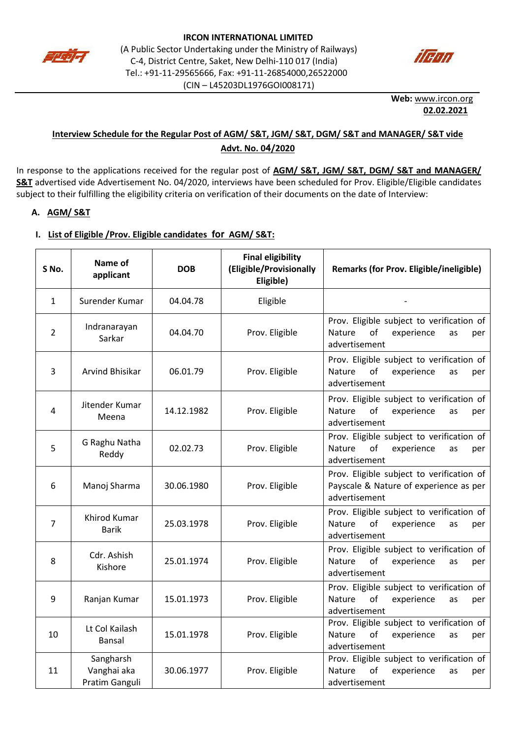**IRCON INTERNATIONAL LIMITED**

(A Public Sector Undertaking under the Ministry of Railways)
C-4, District Centre, Saket, New Delhi-110 017 (India)
Tel.: +91-11-29565666, Fax: +91-11-26854000,26522000
(CIN – L45203DL1976GOI008171)

**Web:** www.ircon.org
**02.02.2021**

## Interview Schedule for the Regular Post of AGM/ S&T, JGM/ S&T, DGM/ S&T and MANAGER/ S&T vide Advt. No. 04/2020

In response to the applications received for the regular post of **AGM/ S&T, JGM/ S&T, DGM/ S&T and MANAGER/ S&T** advertised vide Advertisement No. 04/2020, interviews have been scheduled for Prov. Eligible/Eligible candidates subject to their fulfilling the eligibility criteria on verification of their documents on the date of Interview:

### A. AGM/ S&T

#### I. List of Eligible /Prov. Eligible candidates for AGM/ S&T:

| S No. | Name of applicant | DOB | Final eligibility (Eligible/Provisionally Eligible) | Remarks (for Prov. Eligible/ineligible) |
|---|---|---|---|---|
| 1 | Surender Kumar | 04.04.78 | Eligible | - |
| 2 | Indranarayan Sarkar | 04.04.70 | Prov. Eligible | Prov. Eligible subject to verification of Nature of experience as per advertisement |
| 3 | Arvind Bhisikar | 06.01.79 | Prov. Eligible | Prov. Eligible subject to verification of Nature of experience as per advertisement |
| 4 | Jitender Kumar Meena | 14.12.1982 | Prov. Eligible | Prov. Eligible subject to verification of Nature of experience as per advertisement |
| 5 | G Raghu Natha Reddy | 02.02.73 | Prov. Eligible | Prov. Eligible subject to verification of Nature of experience as per advertisement |
| 6 | Manoj Sharma | 30.06.1980 | Prov. Eligible | Prov. Eligible subject to verification of Payscale & Nature of experience as per advertisement |
| 7 | Khirod Kumar Barik | 25.03.1978 | Prov. Eligible | Prov. Eligible subject to verification of Nature of experience as per advertisement |
| 8 | Cdr. Ashish Kishore | 25.01.1974 | Prov. Eligible | Prov. Eligible subject to verification of Nature of experience as per advertisement |
| 9 | Ranjan Kumar | 15.01.1973 | Prov. Eligible | Prov. Eligible subject to verification of Nature of experience as per advertisement |
| 10 | Lt Col Kailash Bansal | 15.01.1978 | Prov. Eligible | Prov. Eligible subject to verification of Nature of experience as per advertisement |
| 11 | Sangharsh Vanghai aka Pratim Ganguli | 30.06.1977 | Prov. Eligible | Prov. Eligible subject to verification of Nature of experience as per advertisement |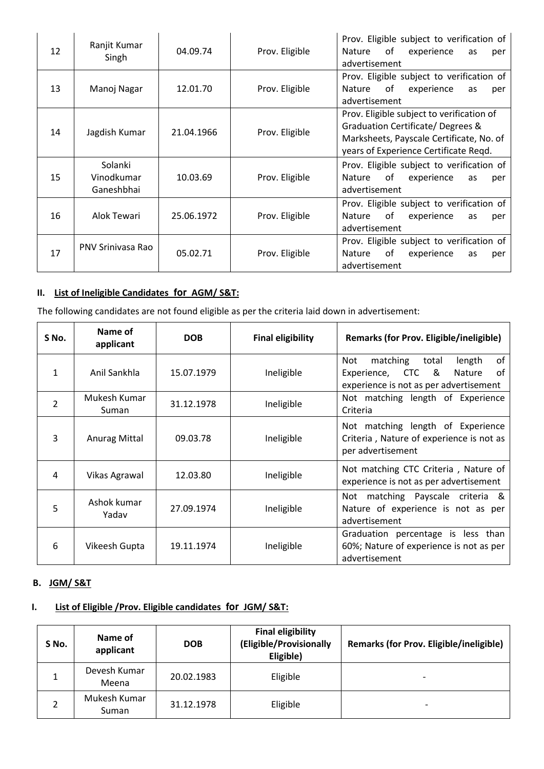| S No. | Name of applicant | DOB | Final eligibility | Remarks (for Prov. Eligible/ineligible) |
|---|---|---|---|---|
| 12 | Ranjit Kumar Singh | 04.09.74 | Prov. Eligible | Prov. Eligible subject to verification of Nature of experience as per advertisement |
| 13 | Manoj Nagar | 12.01.70 | Prov. Eligible | Prov. Eligible subject to verification of Nature of experience as per advertisement |
| 14 | Jagdish Kumar | 21.04.1966 | Prov. Eligible | Prov. Eligible subject to verification of Graduation Certificate/ Degrees & Marksheets, Payscale Certificate, No. of years of Experience Certificate Reqd. |
| 15 | Solanki Vinodkumar Ganeshbhai | 10.03.69 | Prov. Eligible | Prov. Eligible subject to verification of Nature of experience as per advertisement |
| 16 | Alok Tewari | 25.06.1972 | Prov. Eligible | Prov. Eligible subject to verification of Nature of experience as per advertisement |
| 17 | PNV Srinivasa Rao | 05.02.71 | Prov. Eligible | Prov. Eligible subject to verification of Nature of experience as per advertisement |

### II. List of Ineligible Candidates for AGM/ S&T:

The following candidates are not found eligible as per the criteria laid down in advertisement:

| S No. | Name of applicant | DOB | Final eligibility | Remarks (for Prov. Eligible/ineligible) |
|---|---|---|---|---|
| 1 | Anil Sankhla | 15.07.1979 | Ineligible | Not matching total length of Experience, CTC & Nature of experience is not as per advertisement |
| 2 | Mukesh Kumar Suman | 31.12.1978 | Ineligible | Not matching length of Experience Criteria |
| 3 | Anurag Mittal | 09.03.78 | Ineligible | Not matching length of Experience Criteria , Nature of experience is not as per advertisement |
| 4 | Vikas Agrawal | 12.03.80 | Ineligible | Not matching CTC Criteria , Nature of experience is not as per advertisement |
| 5 | Ashok kumar Yadav | 27.09.1974 | Ineligible | Not matching Payscale criteria & Nature of experience is not as per advertisement |
| 6 | Vikeesh Gupta | 19.11.1974 | Ineligible | Graduation percentage is less than 60%; Nature of experience is not as per advertisement |

## B. JGM/ S&T

### I. List of Eligible /Prov. Eligible candidates for JGM/ S&T:

| S No. | Name of applicant | DOB | Final eligibility (Eligible/Provisionally Eligible) | Remarks (for Prov. Eligible/ineligible) |
|---|---|---|---|---|
| 1 | Devesh Kumar Meena | 20.02.1983 | Eligible | - |
| 2 | Mukesh Kumar Suman | 31.12.1978 | Eligible | - |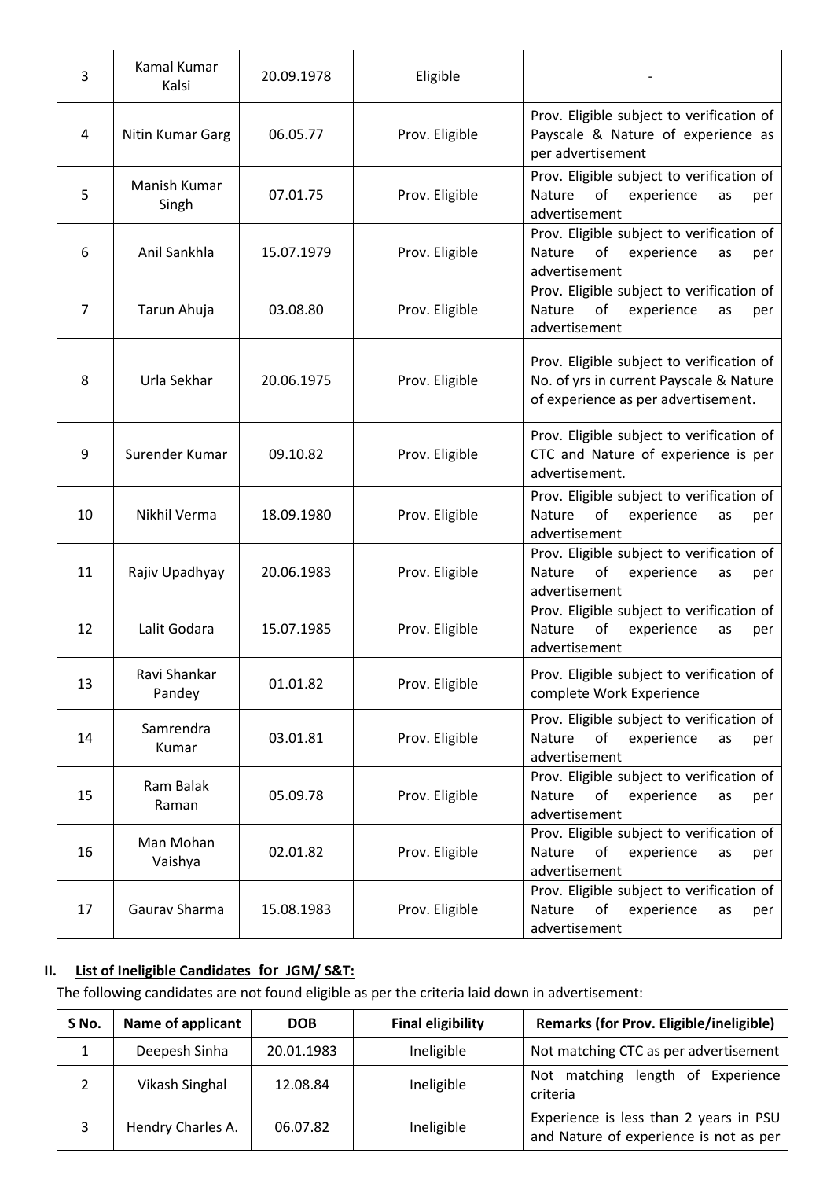| 3 | Kamal Kumar Kalsi | 20.09.1978 | Eligible | - |
|---|---|---|---|---|
| 4 | Nitin Kumar Garg | 06.05.77 | Prov. Eligible | Prov. Eligible subject to verification of Payscale & Nature of experience as per advertisement |
| 5 | Manish Kumar Singh | 07.01.75 | Prov. Eligible | Prov. Eligible subject to verification of Nature of experience as per advertisement |
| 6 | Anil Sankhla | 15.07.1979 | Prov. Eligible | Prov. Eligible subject to verification of Nature of experience as per advertisement |
| 7 | Tarun Ahuja | 03.08.80 | Prov. Eligible | Prov. Eligible subject to verification of Nature of experience as per advertisement |
| 8 | Urla Sekhar | 20.06.1975 | Prov. Eligible | Prov. Eligible subject to verification of No. of yrs in current Payscale & Nature of experience as per advertisement. |
| 9 | Surender Kumar | 09.10.82 | Prov. Eligible | Prov. Eligible subject to verification of CTC and Nature of experience is per advertisement. |
| 10 | Nikhil Verma | 18.09.1980 | Prov. Eligible | Prov. Eligible subject to verification of Nature of experience as per advertisement |
| 11 | Rajiv Upadhyay | 20.06.1983 | Prov. Eligible | Prov. Eligible subject to verification of Nature of experience as per advertisement |
| 12 | Lalit Godara | 15.07.1985 | Prov. Eligible | Prov. Eligible subject to verification of Nature of experience as per advertisement |
| 13 | Ravi Shankar Pandey | 01.01.82 | Prov. Eligible | Prov. Eligible subject to verification of complete Work Experience |
| 14 | Samrendra Kumar | 03.01.81 | Prov. Eligible | Prov. Eligible subject to verification of Nature of experience as per advertisement |
| 15 | Ram Balak Raman | 05.09.78 | Prov. Eligible | Prov. Eligible subject to verification of Nature of experience as per advertisement |
| 16 | Man Mohan Vaishya | 02.01.82 | Prov. Eligible | Prov. Eligible subject to verification of Nature of experience as per advertisement |
| 17 | Gaurav Sharma | 15.08.1983 | Prov. Eligible | Prov. Eligible subject to verification of Nature of experience as per advertisement |

## II. List of Ineligible Candidates for JGM/ S&T:

The following candidates are not found eligible as per the criteria laid down in advertisement:

| S No. | Name of applicant | DOB | Final eligibility | Remarks (for Prov. Eligible/ineligible) |
|---|---|---|---|---|
| 1 | Deepesh Sinha | 20.01.1983 | Ineligible | Not matching CTC as per advertisement |
| 2 | Vikash Singhal | 12.08.84 | Ineligible | Not matching length of Experience criteria |
| 3 | Hendry Charles A. | 06.07.82 | Ineligible | Experience is less than 2 years in PSU and Nature of experience is not as per |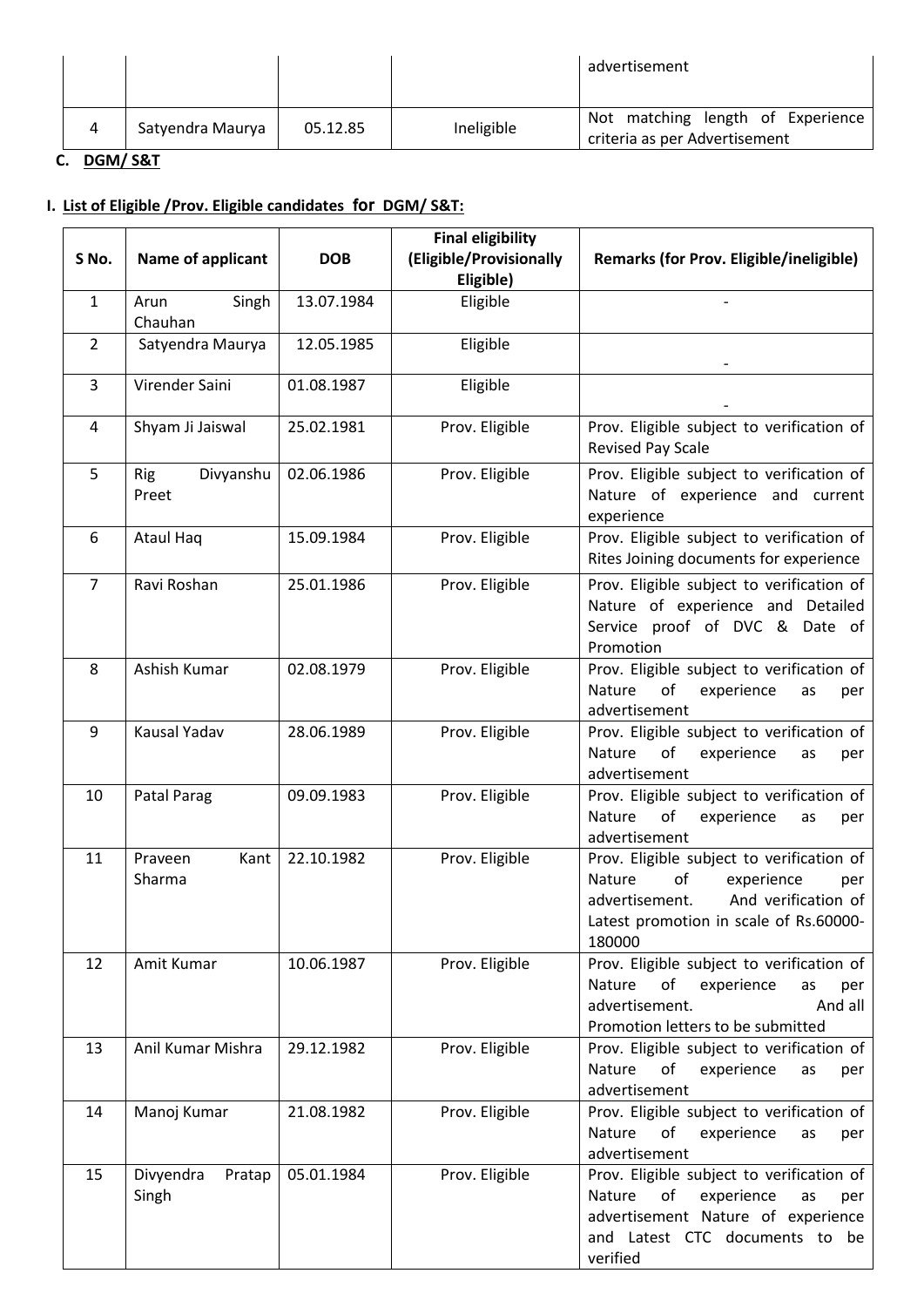| | | | | advertisement |
|---|---|---|---|---|
| 4 | Satyendra Maurya | 05.12.85 | Ineligible | Not matching length of Experience criteria as per Advertisement |

**C. DGM/ S&T**

**I. List of Eligible /Prov. Eligible candidates for DGM/ S&T:**

| S No. | Name of applicant | DOB | Final eligibility (Eligible/Provisionally Eligible) | Remarks (for Prov. Eligible/ineligible) |
|---|---|---|---|---|
| 1 | Arun Singh Chauhan | 13.07.1984 | Eligible | - |
| 2 | Satyendra Maurya | 12.05.1985 | Eligible | - |
| 3 | Virender Saini | 01.08.1987 | Eligible | - |
| 4 | Shyam Ji Jaiswal | 25.02.1981 | Prov. Eligible | Prov. Eligible subject to verification of Revised Pay Scale |
| 5 | Rig Divyanshu Preet | 02.06.1986 | Prov. Eligible | Prov. Eligible subject to verification of Nature of experience and current experience |
| 6 | Ataul Haq | 15.09.1984 | Prov. Eligible | Prov. Eligible subject to verification of Rites Joining documents for experience |
| 7 | Ravi Roshan | 25.01.1986 | Prov. Eligible | Prov. Eligible subject to verification of Nature of experience and Detailed Service proof of DVC & Date of Promotion |
| 8 | Ashish Kumar | 02.08.1979 | Prov. Eligible | Prov. Eligible subject to verification of Nature of experience as per advertisement |
| 9 | Kausal Yadav | 28.06.1989 | Prov. Eligible | Prov. Eligible subject to verification of Nature of experience as per advertisement |
| 10 | Patal Parag | 09.09.1983 | Prov. Eligible | Prov. Eligible subject to verification of Nature of experience as per advertisement |
| 11 | Praveen Kant Sharma | 22.10.1982 | Prov. Eligible | Prov. Eligible subject to verification of Nature of experience per advertisement. And verification of Latest promotion in scale of Rs.60000-180000 |
| 12 | Amit Kumar | 10.06.1987 | Prov. Eligible | Prov. Eligible subject to verification of Nature of experience as per advertisement. And all Promotion letters to be submitted |
| 13 | Anil Kumar Mishra | 29.12.1982 | Prov. Eligible | Prov. Eligible subject to verification of Nature of experience as per advertisement |
| 14 | Manoj Kumar | 21.08.1982 | Prov. Eligible | Prov. Eligible subject to verification of Nature of experience as per advertisement |
| 15 | Divyendra Pratap Singh | 05.01.1984 | Prov. Eligible | Prov. Eligible subject to verification of Nature of experience as per advertisement Nature of experience and Latest CTC documents to be verified |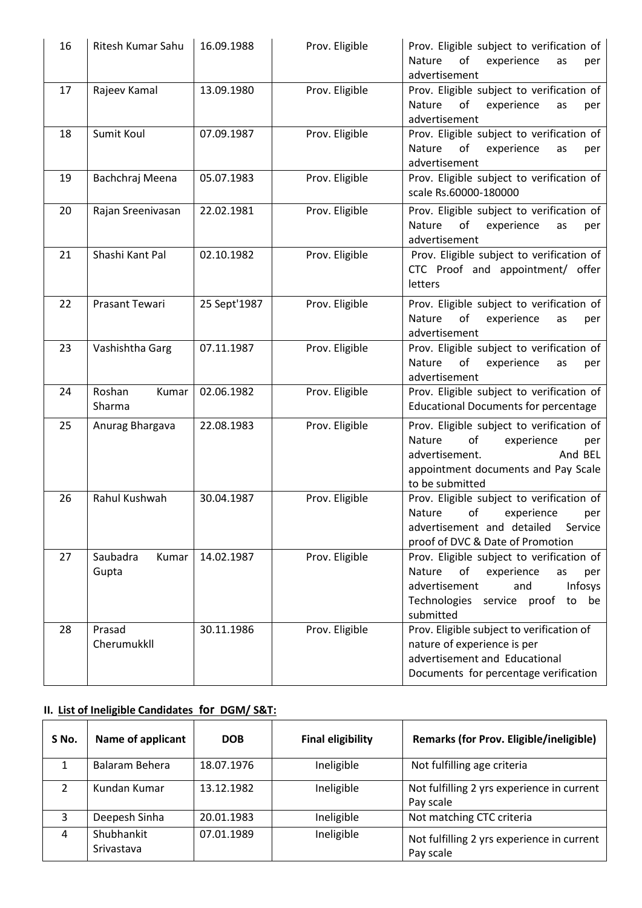| 16 | Ritesh Kumar Sahu | 16.09.1988 | Prov. Eligible | Prov. Eligible subject to verification of Nature of experience as per advertisement |
|---|---|---|---|---|
| 17 | Rajeev Kamal | 13.09.1980 | Prov. Eligible | Prov. Eligible subject to verification of Nature of experience as per advertisement |
| 18 | Sumit Koul | 07.09.1987 | Prov. Eligible | Prov. Eligible subject to verification of Nature of experience as per advertisement |
| 19 | Bachchraj Meena | 05.07.1983 | Prov. Eligible | Prov. Eligible subject to verification of scale Rs.60000-180000 |
| 20 | Rajan Sreenivasan | 22.02.1981 | Prov. Eligible | Prov. Eligible subject to verification of Nature of experience as per advertisement |
| 21 | Shashi Kant Pal | 02.10.1982 | Prov. Eligible | Prov. Eligible subject to verification of CTC Proof and appointment/ offer letters |
| 22 | Prasant Tewari | 25 Sept'1987 | Prov. Eligible | Prov. Eligible subject to verification of Nature of experience as per advertisement |
| 23 | Vashishtha Garg | 07.11.1987 | Prov. Eligible | Prov. Eligible subject to verification of Nature of experience as per advertisement |
| 24 | Roshan Kumar Sharma | 02.06.1982 | Prov. Eligible | Prov. Eligible subject to verification of Educational Documents for percentage |
| 25 | Anurag Bhargava | 22.08.1983 | Prov. Eligible | Prov. Eligible subject to verification of Nature of experience per advertisement. And BEL appointment documents and Pay Scale to be submitted |
| 26 | Rahul Kushwah | 30.04.1987 | Prov. Eligible | Prov. Eligible subject to verification of Nature of experience per advertisement and detailed Service proof of DVC & Date of Promotion |
| 27 | Saubadra Kumar Gupta | 14.02.1987 | Prov. Eligible | Prov. Eligible subject to verification of Nature of experience as per advertisement and Infosys Technologies service proof to be submitted |
| 28 | Prasad Cherumukkll | 30.11.1986 | Prov. Eligible | Prov. Eligible subject to verification of nature of experience is per advertisement and Educational Documents for percentage verification |

## II. List of Ineligible Candidates for DGM/ S&T:

| S No. | Name of applicant | DOB | Final eligibility | Remarks (for Prov. Eligible/ineligible) |
|---|---|---|---|---|
| 1 | Balaram Behera | 18.07.1976 | Ineligible | Not fulfilling age criteria |
| 2 | Kundan Kumar | 13.12.1982 | Ineligible | Not fulfilling 2 yrs experience in current Pay scale |
| 3 | Deepesh Sinha | 20.01.1983 | Ineligible | Not matching CTC criteria |
| 4 | Shubhankit Srivastava | 07.01.1989 | Ineligible | Not fulfilling 2 yrs experience in current Pay scale |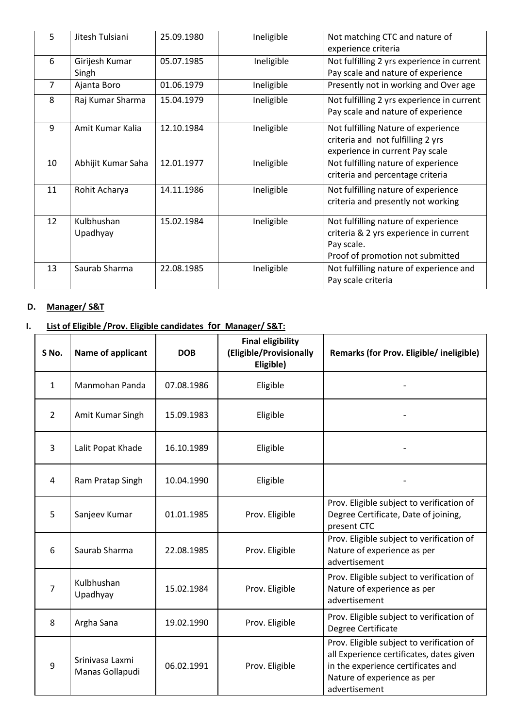| 5 | Jitesh Tulsiani | 25.09.1980 | Ineligible | Not matching CTC and nature of experience criteria |
|---|---|---|---|---|
| 6 | Girijesh Kumar Singh | 05.07.1985 | Ineligible | Not fulfilling 2 yrs experience in current Pay scale and nature of experience |
| 7 | Ajanta Boro | 01.06.1979 | Ineligible | Presently not in working and Over age |
| 8 | Raj Kumar Sharma | 15.04.1979 | Ineligible | Not fulfilling 2 yrs experience in current Pay scale and nature of experience |
| 9 | Amit Kumar Kalia | 12.10.1984 | Ineligible | Not fulfilling Nature of experience criteria and not fulfilling 2 yrs experience in current Pay scale |
| 10 | Abhijit Kumar Saha | 12.01.1977 | Ineligible | Not fulfilling nature of experience criteria and percentage criteria |
| 11 | Rohit Acharya | 14.11.1986 | Ineligible | Not fulfilling nature of experience criteria and presently not working |
| 12 | Kulbhushan Upadhyay | 15.02.1984 | Ineligible | Not fulfilling nature of experience criteria & 2 yrs experience in current Pay scale. Proof of promotion not submitted |
| 13 | Saurab Sharma | 22.08.1985 | Ineligible | Not fulfilling nature of experience and Pay scale criteria |

**D. Manager/ S&T**

**I. List of Eligible /Prov. Eligible candidates for Manager/ S&T:**

| S No. | Name of applicant | DOB | Final eligibility (Eligible/Provisionally Eligible) | Remarks (for Prov. Eligible/ ineligible) |
|---|---|---|---|---|
| 1 | Manmohan Panda | 07.08.1986 | Eligible | - |
| 2 | Amit Kumar Singh | 15.09.1983 | Eligible | - |
| 3 | Lalit Popat Khade | 16.10.1989 | Eligible | - |
| 4 | Ram Pratap Singh | 10.04.1990 | Eligible | - |
| 5 | Sanjeev Kumar | 01.01.1985 | Prov. Eligible | Prov. Eligible subject to verification of Degree Certificate, Date of joining, present CTC |
| 6 | Saurab Sharma | 22.08.1985 | Prov. Eligible | Prov. Eligible subject to verification of Nature of experience as per advertisement |
| 7 | Kulbhushan Upadhyay | 15.02.1984 | Prov. Eligible | Prov. Eligible subject to verification of Nature of experience as per advertisement |
| 8 | Argha Sana | 19.02.1990 | Prov. Eligible | Prov. Eligible subject to verification of Degree Certificate |
| 9 | Srinivasa Laxmi Manas Gollapudi | 06.02.1991 | Prov. Eligible | Prov. Eligible subject to verification of all Experience certificates, dates given in the experience certificates and Nature of experience as per advertisement |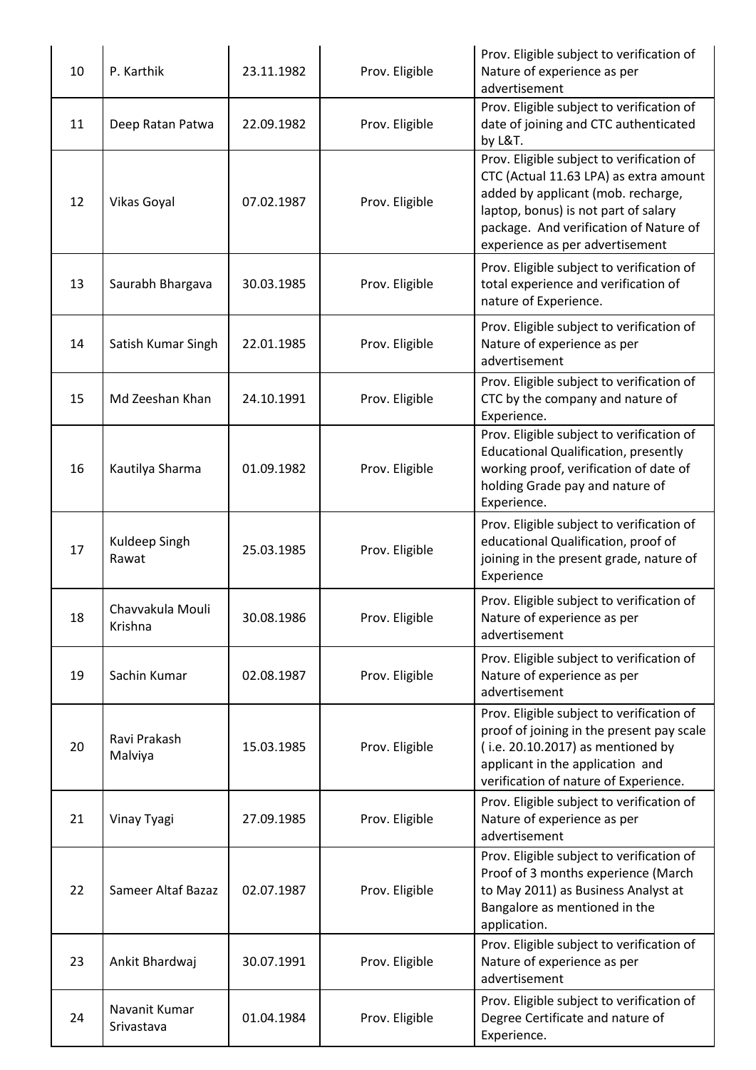| 10 | P. Karthik | 23.11.1982 | Prov. Eligible | Prov. Eligible subject to verification of Nature of experience as per advertisement |
|---|---|---|---|---|
| 11 | Deep Ratan Patwa | 22.09.1982 | Prov. Eligible | Prov. Eligible subject to verification of date of joining and CTC authenticated by L&T. |
| 12 | Vikas Goyal | 07.02.1987 | Prov. Eligible | Prov. Eligible subject to verification of CTC (Actual 11.63 LPA) as extra amount added by applicant (mob. recharge, laptop, bonus) is not part of salary package. And verification of Nature of experience as per advertisement |
| 13 | Saurabh Bhargava | 30.03.1985 | Prov. Eligible | Prov. Eligible subject to verification of total experience and verification of nature of Experience. |
| 14 | Satish Kumar Singh | 22.01.1985 | Prov. Eligible | Prov. Eligible subject to verification of Nature of experience as per advertisement |
| 15 | Md Zeeshan Khan | 24.10.1991 | Prov. Eligible | Prov. Eligible subject to verification of CTC by the company and nature of Experience. |
| 16 | Kautilya Sharma | 01.09.1982 | Prov. Eligible | Prov. Eligible subject to verification of Educational Qualification, presently working proof, verification of date of holding Grade pay and nature of Experience. |
| 17 | Kuldeep Singh Rawat | 25.03.1985 | Prov. Eligible | Prov. Eligible subject to verification of educational Qualification, proof of joining in the present grade, nature of Experience |
| 18 | Chavvakula Mouli Krishna | 30.08.1986 | Prov. Eligible | Prov. Eligible subject to verification of Nature of experience as per advertisement |
| 19 | Sachin Kumar | 02.08.1987 | Prov. Eligible | Prov. Eligible subject to verification of Nature of experience as per advertisement |
| 20 | Ravi Prakash Malviya | 15.03.1985 | Prov. Eligible | Prov. Eligible subject to verification of proof of joining in the present pay scale ( i.e. 20.10.2017) as mentioned by applicant in the application and verification of nature of Experience. |
| 21 | Vinay Tyagi | 27.09.1985 | Prov. Eligible | Prov. Eligible subject to verification of Nature of experience as per advertisement |
| 22 | Sameer Altaf Bazaz | 02.07.1987 | Prov. Eligible | Prov. Eligible subject to verification of Proof of 3 months experience (March to May 2011) as Business Analyst at Bangalore as mentioned in the application. |
| 23 | Ankit Bhardwaj | 30.07.1991 | Prov. Eligible | Prov. Eligible subject to verification of Nature of experience as per advertisement |
| 24 | Navanit Kumar Srivastava | 01.04.1984 | Prov. Eligible | Prov. Eligible subject to verification of Degree Certificate and nature of Experience. |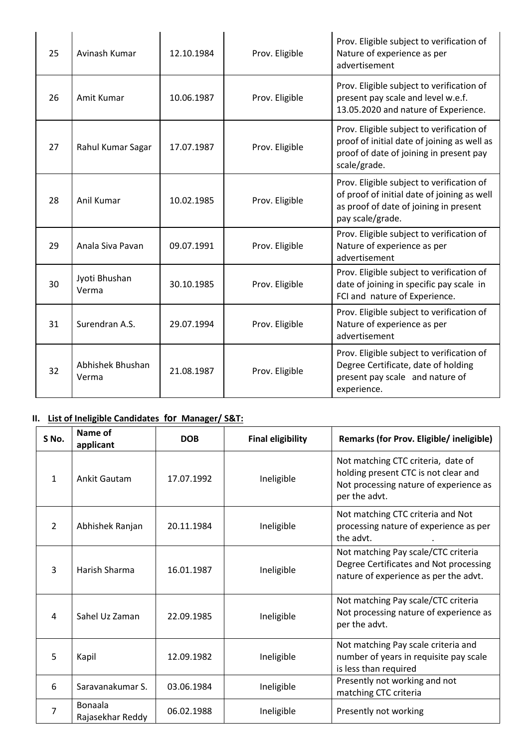| 25 | Avinash Kumar | 12.10.1984 | Prov. Eligible | Prov. Eligible subject to verification of Nature of experience as per advertisement |
|---|---|---|---|---|
| 26 | Amit Kumar | 10.06.1987 | Prov. Eligible | Prov. Eligible subject to verification of present pay scale and level w.e.f. 13.05.2020 and nature of Experience. |
| 27 | Rahul Kumar Sagar | 17.07.1987 | Prov. Eligible | Prov. Eligible subject to verification of proof of initial date of joining as well as proof of date of joining in present pay scale/grade. |
| 28 | Anil Kumar | 10.02.1985 | Prov. Eligible | Prov. Eligible subject to verification of of proof of initial date of joining as well as proof of date of joining in present pay scale/grade. |
| 29 | Anala Siva Pavan | 09.07.1991 | Prov. Eligible | Prov. Eligible subject to verification of Nature of experience as per advertisement |
| 30 | Jyoti Bhushan Verma | 30.10.1985 | Prov. Eligible | Prov. Eligible subject to verification of date of joining in specific pay scale in FCI and nature of Experience. |
| 31 | Surendran A.S. | 29.07.1994 | Prov. Eligible | Prov. Eligible subject to verification of Nature of experience as per advertisement |
| 32 | Abhishek Bhushan Verma | 21.08.1987 | Prov. Eligible | Prov. Eligible subject to verification of Degree Certificate, date of holding present pay scale and nature of experience. |

## II. List of Ineligible Candidates for Manager/ S&T:

| S No. | Name of applicant | DOB | Final eligibility | Remarks (for Prov. Eligible/ ineligible) |
|---|---|---|---|---|
| 1 | Ankit Gautam | 17.07.1992 | Ineligible | Not matching CTC criteria, date of holding present CTC is not clear and Not processing nature of experience as per the advt. |
| 2 | Abhishek Ranjan | 20.11.1984 | Ineligible | Not matching CTC criteria and Not processing nature of experience as per the advt. |
| 3 | Harish Sharma | 16.01.1987 | Ineligible | Not matching Pay scale/CTC criteria Degree Certificates and Not processing nature of experience as per the advt. |
| 4 | Sahel Uz Zaman | 22.09.1985 | Ineligible | Not matching Pay scale/CTC criteria Not processing nature of experience as per the advt. |
| 5 | Kapil | 12.09.1982 | Ineligible | Not matching Pay scale criteria and number of years in requisite pay scale is less than required |
| 6 | Saravanakumar S. | 03.06.1984 | Ineligible | Presently not working and not matching CTC criteria |
| 7 | Bonaala Rajasekhar Reddy | 06.02.1988 | Ineligible | Presently not working |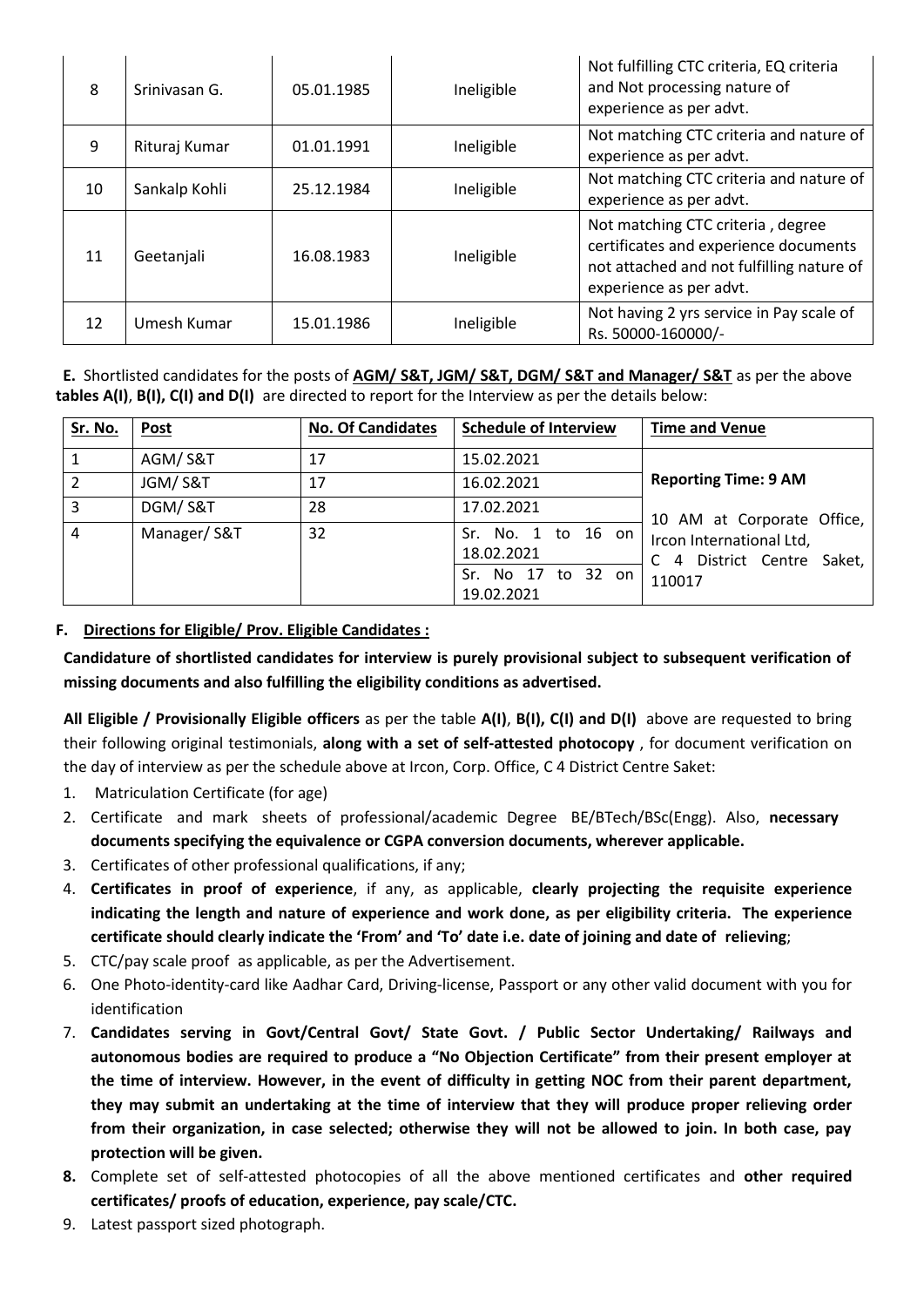| 8 | Srinivasan G. | 05.01.1985 | Ineligible | Not fulfilling CTC criteria, EQ criteria and Not processing nature of experience as per advt. |
|---|---|---|---|---|
| 9 | Rituraj Kumar | 01.01.1991 | Ineligible | Not matching CTC criteria and nature of experience as per advt. |
| 10 | Sankalp Kohli | 25.12.1984 | Ineligible | Not matching CTC criteria and nature of experience as per advt. |
| 11 | Geetanjali | 16.08.1983 | Ineligible | Not matching CTC criteria , degree certificates and experience documents not attached and not fulfilling nature of experience as per advt. |
| 12 | Umesh Kumar | 15.01.1986 | Ineligible | Not having 2 yrs service in Pay scale of Rs. 50000-160000/- |

**E.** Shortlisted candidates for the posts of **AGM/ S&T, JGM/ S&T, DGM/ S&T and Manager/ S&T** as per the above **tables A(I)**, **B(I), C(I) and D(I)** are directed to report for the Interview as per the details below:

| Sr. No. | Post | No. Of Candidates | Schedule of Interview | Time and Venue |
|---|---|---|---|---|
| 1 | AGM/ S&T | 17 | 15.02.2021 | **Reporting Time: 9 AM**<br><br>10 AM at Corporate Office, Ircon International Ltd, C 4 District Centre Saket, 110017 |
| 2 | JGM/ S&T | 17 | 16.02.2021 | |
| 3 | DGM/ S&T | 28 | 17.02.2021 | |
| 4 | Manager/ S&T | 32 | Sr. No. 1 to 16 on 18.02.2021<br>Sr. No 17 to 32 on 19.02.2021 | |

**F. Directions for Eligible/ Prov. Eligible Candidates :**

**Candidature of shortlisted candidates for interview is purely provisional subject to subsequent verification of missing documents and also fulfilling the eligibility conditions as advertised.**

**All Eligible / Provisionally Eligible officers** as per the table **A(I)**, **B(I), C(I) and D(I)** above are requested to bring their following original testimonials, **along with a set of self-attested photocopy** , for document verification on the day of interview as per the schedule above at Ircon, Corp. Office, C 4 District Centre Saket:

1. Matriculation Certificate (for age)
2. Certificate and mark sheets of professional/academic Degree BE/BTech/BSc(Engg). Also, **necessary documents specifying the equivalence or CGPA conversion documents, wherever applicable.**
3. Certificates of other professional qualifications, if any;
4. **Certificates in proof of experience**, if any, as applicable, **clearly projecting the requisite experience indicating the length and nature of experience and work done, as per eligibility criteria. The experience certificate should clearly indicate the 'From' and 'To' date i.e. date of joining and date of relieving**;
5. CTC/pay scale proof as applicable, as per the Advertisement.
6. One Photo-identity-card like Aadhar Card, Driving-license, Passport or any other valid document with you for identification
7. **Candidates serving in Govt/Central Govt/ State Govt. / Public Sector Undertaking/ Railways and autonomous bodies are required to produce a "No Objection Certificate" from their present employer at the time of interview. However, in the event of difficulty in getting NOC from their parent department, they may submit an undertaking at the time of interview that they will produce proper relieving order from their organization, in case selected; otherwise they will not be allowed to join. In both case, pay protection will be given.**
8. Complete set of self-attested photocopies of all the above mentioned certificates and **other required certificates/ proofs of education, experience, pay scale/CTC.**
9. Latest passport sized photograph.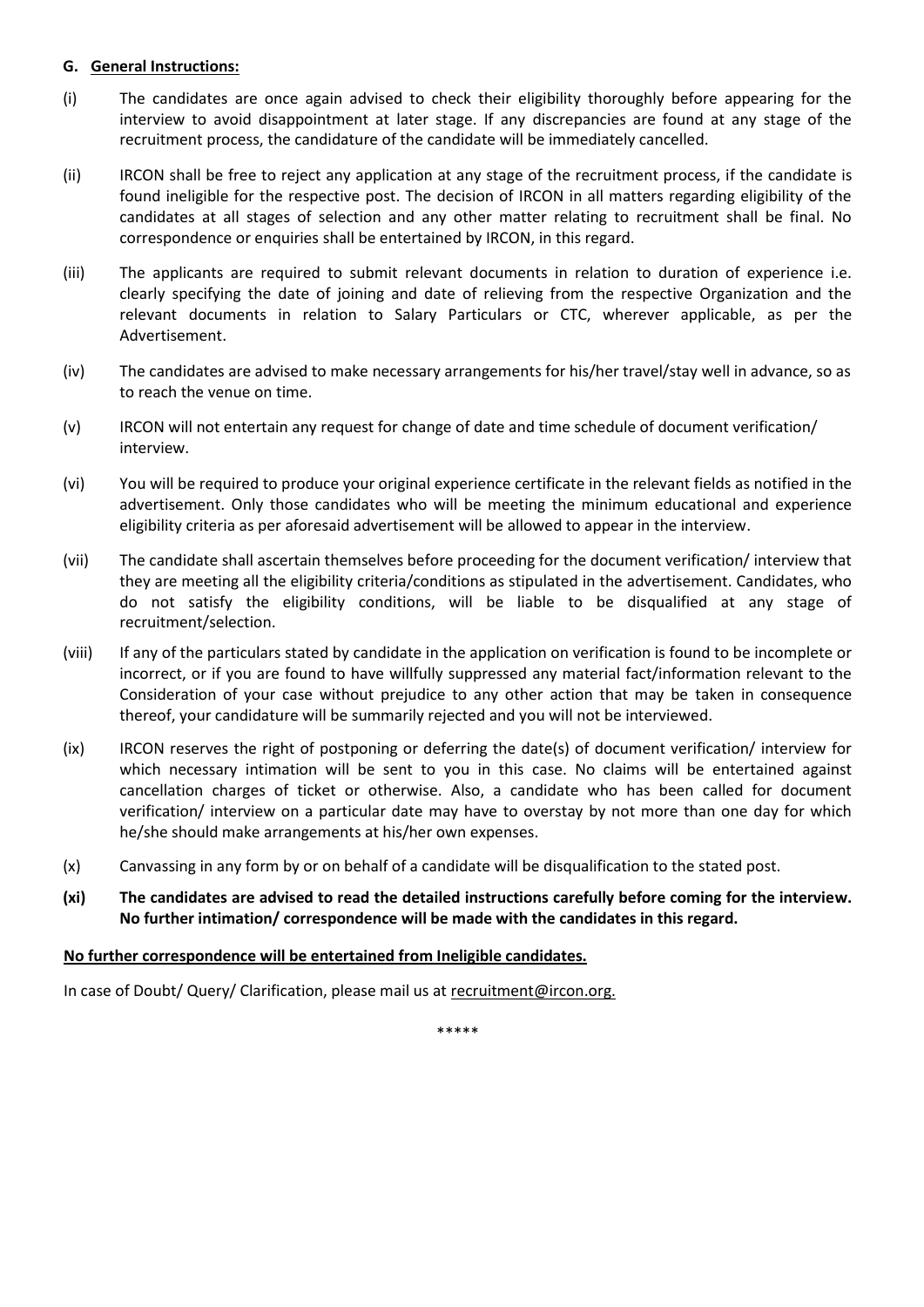## G. General Instructions:

(i) The candidates are once again advised to check their eligibility thoroughly before appearing for the interview to avoid disappointment at later stage. If any discrepancies are found at any stage of the recruitment process, the candidature of the candidate will be immediately cancelled.

(ii) IRCON shall be free to reject any application at any stage of the recruitment process, if the candidate is found ineligible for the respective post. The decision of IRCON in all matters regarding eligibility of the candidates at all stages of selection and any other matter relating to recruitment shall be final. No correspondence or enquiries shall be entertained by IRCON, in this regard.

(iii) The applicants are required to submit relevant documents in relation to duration of experience i.e. clearly specifying the date of joining and date of relieving from the respective Organization and the relevant documents in relation to Salary Particulars or CTC, wherever applicable, as per the Advertisement.

(iv) The candidates are advised to make necessary arrangements for his/her travel/stay well in advance, so as to reach the venue on time.

(v) IRCON will not entertain any request for change of date and time schedule of document verification/ interview.

(vi) You will be required to produce your original experience certificate in the relevant fields as notified in the advertisement. Only those candidates who will be meeting the minimum educational and experience eligibility criteria as per aforesaid advertisement will be allowed to appear in the interview.

(vii) The candidate shall ascertain themselves before proceeding for the document verification/ interview that they are meeting all the eligibility criteria/conditions as stipulated in the advertisement. Candidates, who do not satisfy the eligibility conditions, will be liable to be disqualified at any stage of recruitment/selection.

(viii) If any of the particulars stated by candidate in the application on verification is found to be incomplete or incorrect, or if you are found to have willfully suppressed any material fact/information relevant to the Consideration of your case without prejudice to any other action that may be taken in consequence thereof, your candidature will be summarily rejected and you will not be interviewed.

(ix) IRCON reserves the right of postponing or deferring the date(s) of document verification/ interview for which necessary intimation will be sent to you in this case. No claims will be entertained against cancellation charges of ticket or otherwise. Also, a candidate who has been called for document verification/ interview on a particular date may have to overstay by not more than one day for which he/she should make arrangements at his/her own expenses.

(x) Canvassing in any form by or on behalf of a candidate will be disqualification to the stated post.

**(xi) The candidates are advised to read the detailed instructions carefully before coming for the interview. No further intimation/ correspondence will be made with the candidates in this regard.**

**No further correspondence will be entertained from Ineligible candidates.**

In case of Doubt/ Query/ Clarification, please mail us at recruitment@ircon.org.

*****